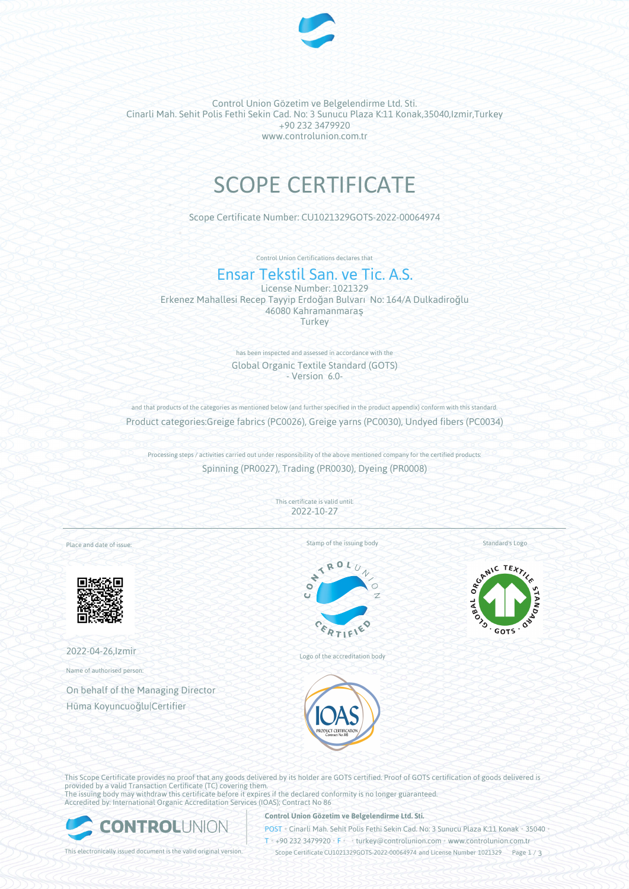Control Union Gözetim ve Belgelendirme Ltd. Sti.
Cinarli Mah. Sehit Polis Fethi Sekin Cad. No: 3 Sunucu Plaza K:11 Konak,35040,Izmir,Turkey
+90 232 3479920
www.controlunion.com.tr

# SCOPE CERTIFICATE

Scope Certificate Number: CU1021329GOTS-2022-00064974

Control Union Certifications declares that

## Ensar Tekstil San. ve Tic. A.S.

License Number: 1021329
Erkenez Mahallesi Recep Tayyip Erdoğan Bulvarı No: 164/A Dulkadiroğlu
46080 Kahramanmaraş
Turkey

has been inspected and assessed in accordance with the

Global Organic Textile Standard (GOTS)
- Version 6.0-

and that products of the categories as mentioned below (and further specified in the product appendix) conform with this standard.

Product categories:Greige fabrics (PC0026), Greige yarns (PC0030), Undyed fibers (PC0034)

Processing steps / activities carried out under responsibility of the above mentioned company for the certified products:

Spinning (PR0027), Trading (PR0030), Dyeing (PR0008)

This certificate is valid until:
2022-10-27

Place and date of issue:

2022-04-26,Izmir

Name of authorised person:

On behalf of the Managing Director
Hüma Koyuncuoğlu|Certifier

Stamp of the issuing body

Logo of the accreditation body

Standard's Logo

This Scope Certificate provides no proof that any goods delivered by its holder are GOTS certified. Proof of GOTS certification of goods delivered is provided by a valid Transaction Certificate (TC) covering them.
The issuing body may withdraw this certificate before it expires if the declared conformity is no longer guaranteed.
Accredited by: International Organic Accreditation Services (IOAS); Contract No 86

This electronically issued document is the valid original version.

**Control Union Gözetim ve Belgelendirme Ltd. Sti.**
POST • Cinarli Mah. Sehit Polis Fethi Sekin Cad. No: 3 Sunucu Plaza K:11 Konak • 35040 •
T • +90 232 3479920 • F • • turkey@controlunion.com • www.controlunion.com.tr
Scope Certificate CU1021329GOTS-2022-00064974 and License Number 1021329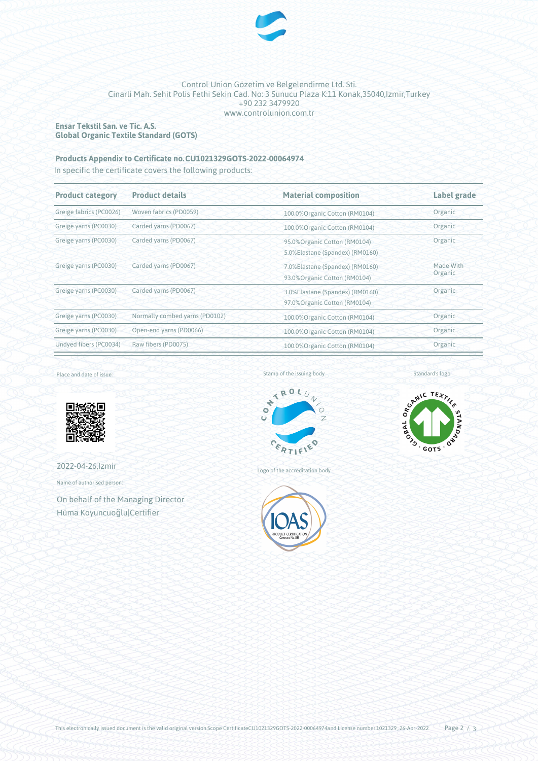Control Union Gözetim ve Belgelendirme Ltd. Sti.
Cinarli Mah. Sehit Polis Fethi Sekin Cad. No: 3 Sunucu Plaza K:11 Konak,35040,Izmir,Turkey
+90 232 3479920
www.controlunion.com.tr

**Ensar Tekstil San. ve Tic. A.S.**
**Global Organic Textile Standard (GOTS)**

**Products Appendix to Certificate no.CU1021329GOTS-2022-00064974**

In specific the certificate covers the following products:

| Product category | Product details | Material composition | Label grade |
|---|---|---|---|
| Greige fabrics (PC0026) | Woven fabrics (PD0059) | 100.0%Organic Cotton (RM0104) | Organic |
| Greige yarns (PC0030) | Carded yarns (PD0067) | 100.0%Organic Cotton (RM0104) | Organic |
| Greige yarns (PC0030) | Carded yarns (PD0067) | 95.0%Organic Cotton (RM0104)<br>5.0%Elastane (Spandex) (RM0160) | Organic |
| Greige yarns (PC0030) | Carded yarns (PD0067) | 7.0%Elastane (Spandex) (RM0160)<br>93.0%Organic Cotton (RM0104) | Made With Organic |
| Greige yarns (PC0030) | Carded yarns (PD0067) | 3.0%Elastane (Spandex) (RM0160)<br>97.0%Organic Cotton (RM0104) | Organic |
| Greige yarns (PC0030) | Normally combed yarns (PD0102) | 100.0%Organic Cotton (RM0104) | Organic |
| Greige yarns (PC0030) | Open-end yarns (PD0066) | 100.0%Organic Cotton (RM0104) | Organic |
| Undyed fibers (PC0034) | Raw fibers (PD0075) | 100.0%Organic Cotton (RM0104) | Organic |

Place and date of issue:

2022-04-26,Izmir

Name of authorised person:

On behalf of the Managing Director
Hüma Koyuncuoğlu|Certifier

Stamp of the issuing body

Logo of the accreditation body

Standard's logo

This electronically issued document is the valid original version.Scope CertificateCU1021329GOTS-2022-00064974and License number 1021329, 26-Apr-2022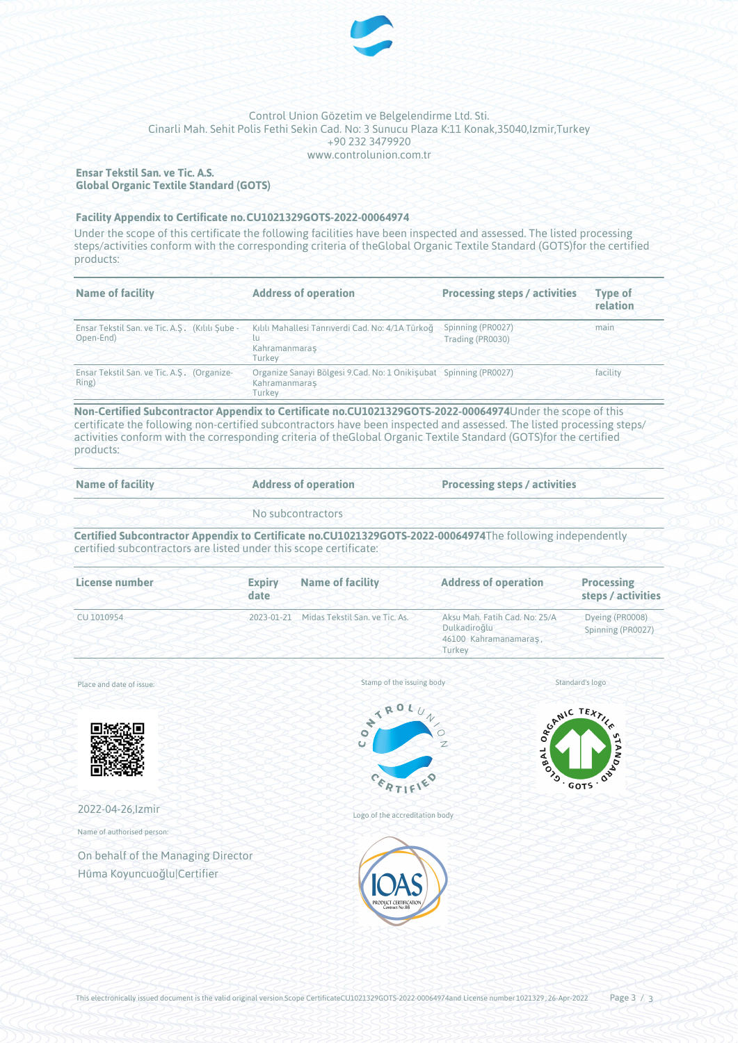Control Union Gözetim ve Belgelendirme Ltd. Sti.
Cinarli Mah. Sehit Polis Fethi Sekin Cad. No: 3 Sunucu Plaza K:11 Konak,35040,Izmir,Turkey
+90 232 3479920
www.controlunion.com.tr

**Ensar Tekstil San. ve Tic. A.S.**
**Global Organic Textile Standard (GOTS)**

### Facility Appendix to Certificate no. CU1021329GOTS-2022-00064974

Under the scope of this certificate the following facilities have been inspected and assessed. The listed processing steps/activities conform with the corresponding criteria of theGlobal Organic Textile Standard (GOTS)for the certified products:

| Name of facility | Address of operation | Processing steps / activities | Type of relation |
|---|---|---|---|
| Ensar Tekstil San. ve Tic. A.Ş. (Kılılı Şube - Open-End) | Kılılı Mahallesi Tanrıverdi Cad. No: 4/1A Türkoğlu Kahramanmaraş Turkey | Spinning (PR0027) Trading (PR0030) | main |
| Ensar Tekstil San. ve Tic. A.Ş. (Organize-Ring) | Organize Sanayi Bölgesi 9.Cad. No: 1 Onikişubat Kahramanmaraş Turkey | Spinning (PR0027) | facility |

**Non-Certified Subcontractor Appendix to Certificate no.CU1021329GOTS-2022-00064974**Under the scope of this certificate the following non-certified subcontractors have been inspected and assessed. The listed processing steps/ activities conform with the corresponding criteria of theGlobal Organic Textile Standard (GOTS)for the certified products:

| Name of facility | Address of operation | Processing steps / activities |
|---|---|---|
| | No subcontractors | |

**Certified Subcontractor Appendix to Certificate no.CU1021329GOTS-2022-00064974**The following independently certified subcontractors are listed under this scope certificate:

| License number | Expiry date | Name of facility | Address of operation | Processing steps / activities |
|---|---|---|---|---|
| CU 1010954 | 2023-01-21 | Midas Tekstil San. ve Tic. As. | Aksu Mah. Fatih Cad. No: 25/A Dulkadiroğlu 46100 Kahramanamaraş, Turkey | Dyeing (PR0008) Spinning (PR0027) |

Place and date of issue:

2022-04-26,Izmir

Name of authorised person:

On behalf of the Managing Director
Hüma Koyuncuoğlu|Certifier

Stamp of the issuing body

Standard's logo

Logo of the accreditation body

This electronically issued document is the valid original version.Scope CertificateCU1021329GOTS-2022-00064974and License number 1021329, 26-Apr-2022